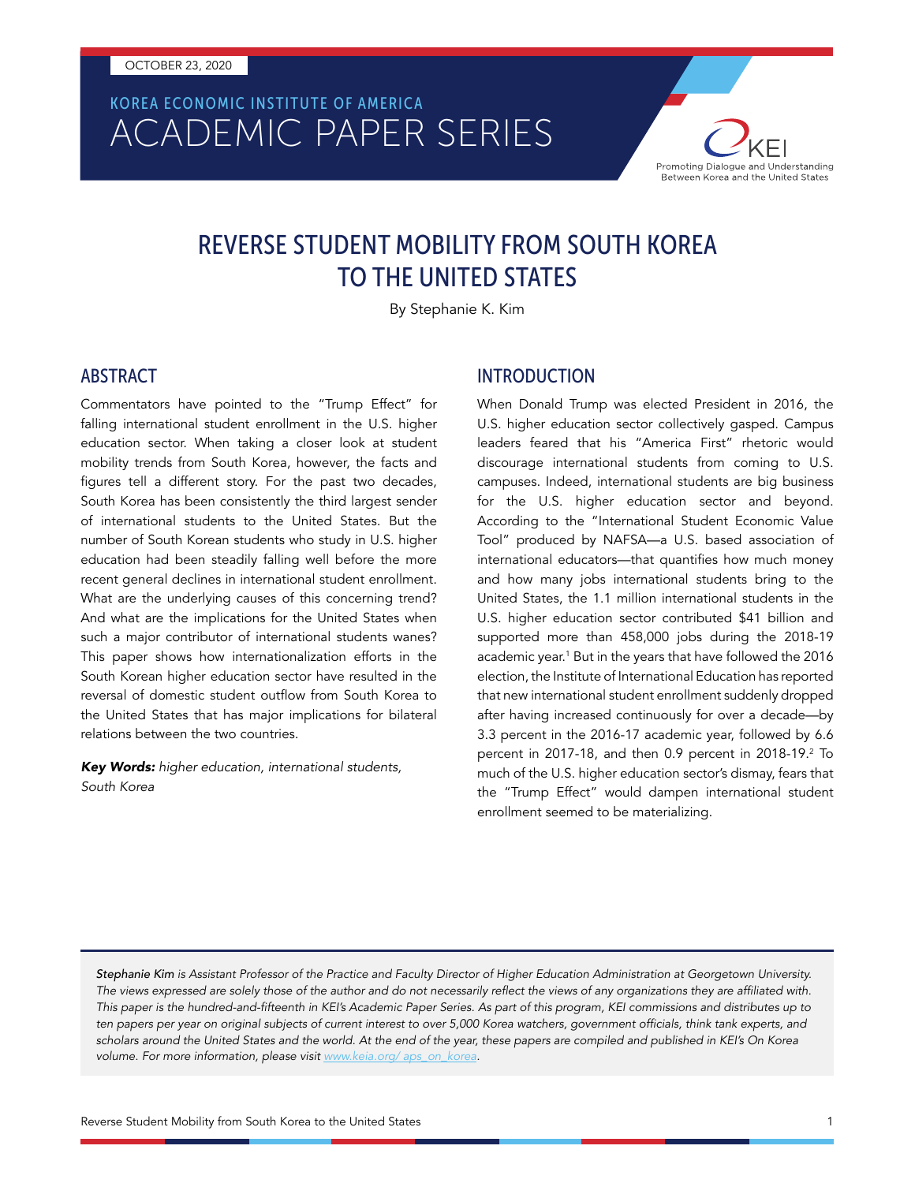OCTOBER 23, 2020

KOREA ECONOMIC INSTITUTE OF AMERICA

ACADEMIC PAPER SERIES

# REVERSE STUDENT MOBILITY FROM SOUTH KOREA TO THE UNITED STATES

By Stephanie K. Kim

## ABSTRACT

Commentators have pointed to the "Trump Effect" for falling international student enrollment in the U.S. higher education sector. When taking a closer look at student mobility trends from South Korea, however, the facts and figures tell a different story. For the past two decades, South Korea has been consistently the third largest sender of international students to the United States. But the number of South Korean students who study in U.S. higher education had been steadily falling well before the more recent general declines in international student enrollment. What are the underlying causes of this concerning trend? And what are the implications for the United States when such a major contributor of international students wanes? This paper shows how internationalization efforts in the South Korean higher education sector have resulted in the reversal of domestic student outflow from South Korea to the United States that has major implications for bilateral relations between the two countries.

***Key Words:*** *higher education, international students, South Korea*

## INTRODUCTION

When Donald Trump was elected President in 2016, the U.S. higher education sector collectively gasped. Campus leaders feared that his "America First" rhetoric would discourage international students from coming to U.S. campuses. Indeed, international students are big business for the U.S. higher education sector and beyond. According to the "International Student Economic Value Tool" produced by NAFSA—a U.S. based association of international educators—that quantifies how much money and how many jobs international students bring to the United States, the 1.1 million international students in the U.S. higher education sector contributed $41 billion and supported more than 458,000 jobs during the 2018-19 academic year.[1] But in the years that have followed the 2016 election, the Institute of International Education has reported that new international student enrollment suddenly dropped after having increased continuously for over a decade—by 3.3 percent in the 2016-17 academic year, followed by 6.6 percent in 2017-18, and then 0.9 percent in 2018-19.[2] To much of the U.S. higher education sector's dismay, fears that the "Trump Effect" would dampen international student enrollment seemed to be materializing.

*Stephanie Kim is Assistant Professor of the Practice and Faculty Director of Higher Education Administration at Georgetown University. The views expressed are solely those of the author and do not necessarily reflect the views of any organizations they are affiliated with. This paper is the hundred-and-fifteenth in KEI's Academic Paper Series. As part of this program, KEI commissions and distributes up to ten papers per year on original subjects of current interest to over 5,000 Korea watchers, government officials, think tank experts, and scholars around the United States and the world. At the end of the year, these papers are compiled and published in KEI's On Korea volume. For more information, please visit [www.keia.org/ aps_on_korea](www.keia.org/aps_on_korea).*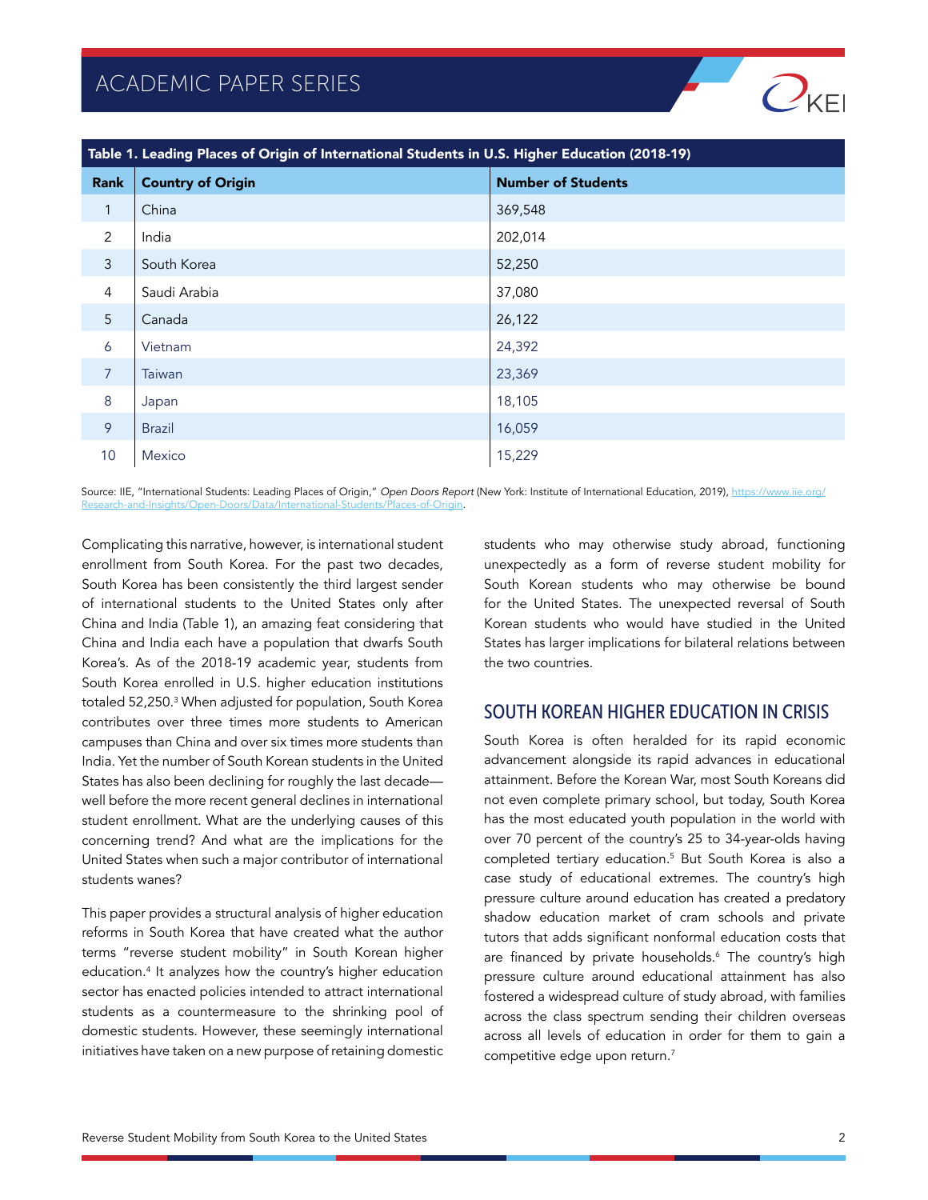**Table 1. Leading Places of Origin of International Students in U.S. Higher Education (2018-19)**

| Rank | Country of Origin | Number of Students |
|---|---|---|
| 1 | China | 369,548 |
| 2 | India | 202,014 |
| 3 | South Korea | 52,250 |
| 4 | Saudi Arabia | 37,080 |
| 5 | Canada | 26,122 |
| 6 | Vietnam | 24,392 |
| 7 | Taiwan | 23,369 |
| 8 | Japan | 18,105 |
| 9 | Brazil | 16,059 |
| 10 | Mexico | 15,229 |

Source: IIE, "International Students: Leading Places of Origin," *Open Doors Report* (New York: Institute of International Education, 2019), https://www.iie.org/Research-and-Insights/Open-Doors/Data/International-Students/Places-of-Origin.

Complicating this narrative, however, is international student enrollment from South Korea. For the past two decades, South Korea has been consistently the third largest sender of international students to the United States only after China and India (Table 1), an amazing feat considering that China and India each have a population that dwarfs South Korea's. As of the 2018-19 academic year, students from South Korea enrolled in U.S. higher education institutions totaled 52,250.[3] When adjusted for population, South Korea contributes over three times more students to American campuses than China and over six times more students than India. Yet the number of South Korean students in the United States has also been declining for roughly the last decade—well before the more recent general declines in international student enrollment. What are the underlying causes of this concerning trend? And what are the implications for the United States when such a major contributor of international students wanes?

This paper provides a structural analysis of higher education reforms in South Korea that have created what the author terms "reverse student mobility" in South Korean higher education.[4] It analyzes how the country's higher education sector has enacted policies intended to attract international students as a countermeasure to the shrinking pool of domestic students. However, these seemingly international initiatives have taken on a new purpose of retaining domestic students who may otherwise study abroad, functioning unexpectedly as a form of reverse student mobility for South Korean students who may otherwise be bound for the United States. The unexpected reversal of South Korean students who would have studied in the United States has larger implications for bilateral relations between the two countries.

## SOUTH KOREAN HIGHER EDUCATION IN CRISIS

South Korea is often heralded for its rapid economic advancement alongside its rapid advances in educational attainment. Before the Korean War, most South Koreans did not even complete primary school, but today, South Korea has the most educated youth population in the world with over 70 percent of the country's 25 to 34-year-olds having completed tertiary education.[5] But South Korea is also a case study of educational extremes. The country's high pressure culture around education has created a predatory shadow education market of cram schools and private tutors that adds significant nonformal education costs that are financed by private households.[6] The country's high pressure culture around educational attainment has also fostered a widespread culture of study abroad, with families across the class spectrum sending their children overseas across all levels of education in order for them to gain a competitive edge upon return.[7]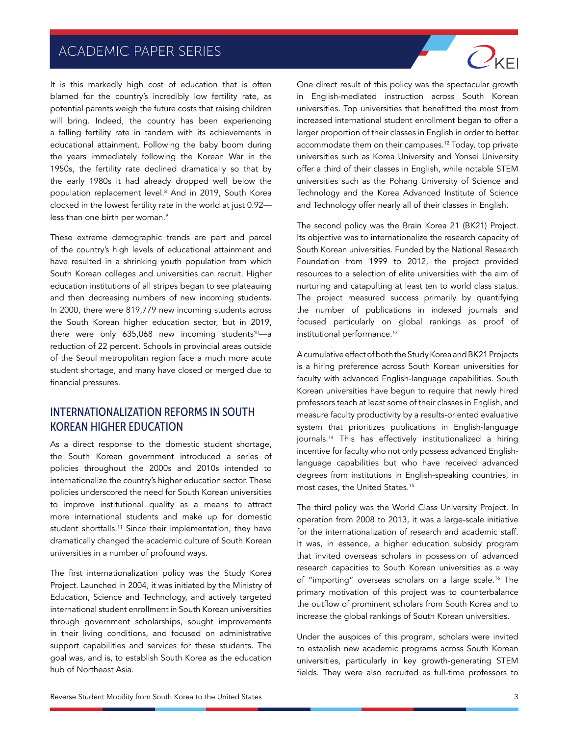It is this markedly high cost of education that is often blamed for the country's incredibly low fertility rate, as potential parents weigh the future costs that raising children will bring. Indeed, the country has been experiencing a falling fertility rate in tandem with its achievements in educational attainment. Following the baby boom during the years immediately following the Korean War in the 1950s, the fertility rate declined dramatically so that by the early 1980s it had already dropped well below the population replacement level.[8] And in 2019, South Korea clocked in the lowest fertility rate in the world at just 0.92—less than one birth per woman.[9]

These extreme demographic trends are part and parcel of the country's high levels of educational attainment and have resulted in a shrinking youth population from which South Korean colleges and universities can recruit. Higher education institutions of all stripes began to see plateauing and then decreasing numbers of new incoming students. In 2000, there were 819,779 new incoming students across the South Korean higher education sector, but in 2019, there were only 635,068 new incoming students[10]—a reduction of 22 percent. Schools in provincial areas outside of the Seoul metropolitan region face a much more acute student shortage, and many have closed or merged due to financial pressures.

## INTERNATIONALIZATION REFORMS IN SOUTH KOREAN HIGHER EDUCATION

As a direct response to the domestic student shortage, the South Korean government introduced a series of policies throughout the 2000s and 2010s intended to internationalize the country's higher education sector. These policies underscored the need for South Korean universities to improve institutional quality as a means to attract more international students and make up for domestic student shortfalls.[11] Since their implementation, they have dramatically changed the academic culture of South Korean universities in a number of profound ways.

The first internationalization policy was the Study Korea Project. Launched in 2004, it was initiated by the Ministry of Education, Science and Technology, and actively targeted international student enrollment in South Korean universities through government scholarships, sought improvements in their living conditions, and focused on administrative support capabilities and services for these students. The goal was, and is, to establish South Korea as the education hub of Northeast Asia.

One direct result of this policy was the spectacular growth in English-mediated instruction across South Korean universities. Top universities that benefitted the most from increased international student enrollment began to offer a larger proportion of their classes in English in order to better accommodate them on their campuses.[12] Today, top private universities such as Korea University and Yonsei University offer a third of their classes in English, while notable STEM universities such as the Pohang University of Science and Technology and the Korea Advanced Institute of Science and Technology offer nearly all of their classes in English.

The second policy was the Brain Korea 21 (BK21) Project. Its objective was to internationalize the research capacity of South Korean universities. Funded by the National Research Foundation from 1999 to 2012, the project provided resources to a selection of elite universities with the aim of nurturing and catapulting at least ten to world class status. The project measured success primarily by quantifying the number of publications in indexed journals and focused particularly on global rankings as proof of institutional performance.[13]

A cumulative effect of both the Study Korea and BK21 Projects is a hiring preference across South Korean universities for faculty with advanced English-language capabilities. South Korean universities have begun to require that newly hired professors teach at least some of their classes in English, and measure faculty productivity by a results-oriented evaluative system that prioritizes publications in English-language journals.[14] This has effectively institutionalized a hiring incentive for faculty who not only possess advanced English-language capabilities but who have received advanced degrees from institutions in English-speaking countries, in most cases, the United States.[15]

The third policy was the World Class University Project. In operation from 2008 to 2013, it was a large-scale initiative for the internationalization of research and academic staff. It was, in essence, a higher education subsidy program that invited overseas scholars in possession of advanced research capacities to South Korean universities as a way of "importing" overseas scholars on a large scale.[16] The primary motivation of this project was to counterbalance the outflow of prominent scholars from South Korea and to increase the global rankings of South Korean universities.

Under the auspices of this program, scholars were invited to establish new academic programs across South Korean universities, particularly in key growth-generating STEM fields. They were also recruited as full-time professors to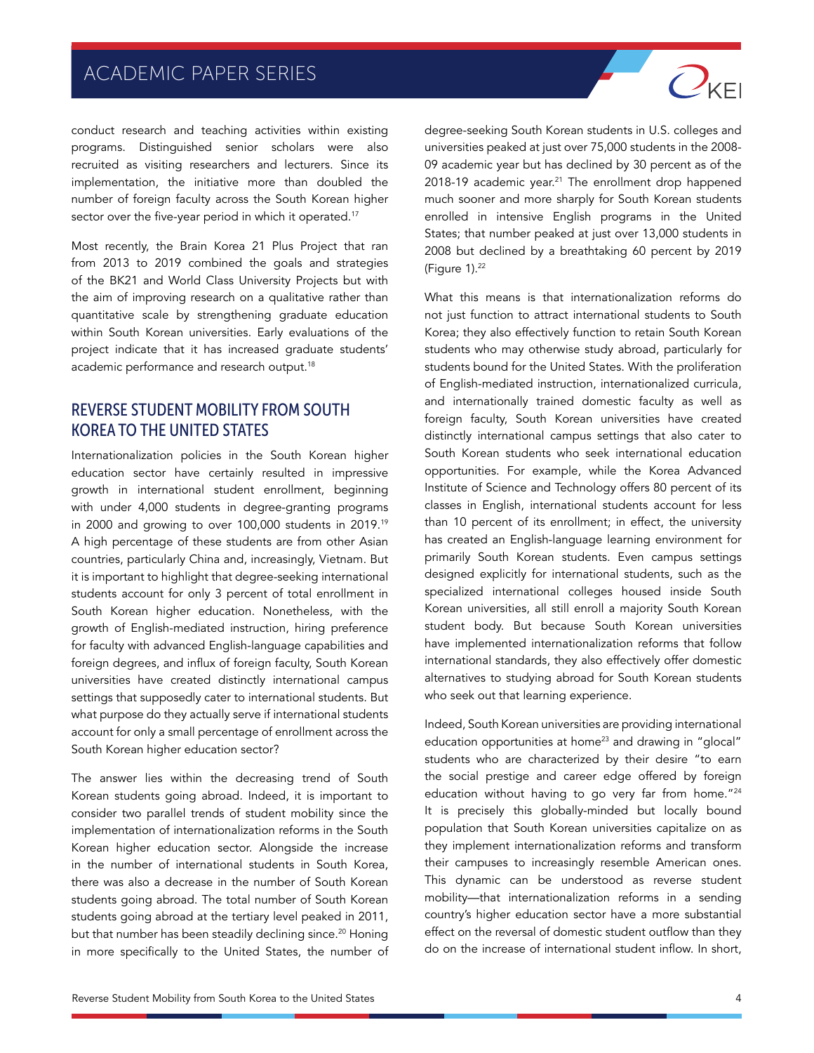conduct research and teaching activities within existing programs. Distinguished senior scholars were also recruited as visiting researchers and lecturers. Since its implementation, the initiative more than doubled the number of foreign faculty across the South Korean higher sector over the five-year period in which it operated.[17]

Most recently, the Brain Korea 21 Plus Project that ran from 2013 to 2019 combined the goals and strategies of the BK21 and World Class University Projects but with the aim of improving research on a qualitative rather than quantitative scale by strengthening graduate education within South Korean universities. Early evaluations of the project indicate that it has increased graduate students' academic performance and research output.[18]

## REVERSE STUDENT MOBILITY FROM SOUTH KOREA TO THE UNITED STATES

Internationalization policies in the South Korean higher education sector have certainly resulted in impressive growth in international student enrollment, beginning with under 4,000 students in degree-granting programs in 2000 and growing to over 100,000 students in 2019.[19] A high percentage of these students are from other Asian countries, particularly China and, increasingly, Vietnam. But it is important to highlight that degree-seeking international students account for only 3 percent of total enrollment in South Korean higher education. Nonetheless, with the growth of English-mediated instruction, hiring preference for faculty with advanced English-language capabilities and foreign degrees, and influx of foreign faculty, South Korean universities have created distinctly international campus settings that supposedly cater to international students. But what purpose do they actually serve if international students account for only a small percentage of enrollment across the South Korean higher education sector?

The answer lies within the decreasing trend of South Korean students going abroad. Indeed, it is important to consider two parallel trends of student mobility since the implementation of internationalization reforms in the South Korean higher education sector. Alongside the increase in the number of international students in South Korea, there was also a decrease in the number of South Korean students going abroad. The total number of South Korean students going abroad at the tertiary level peaked in 2011, but that number has been steadily declining since.[20] Honing in more specifically to the United States, the number of degree-seeking South Korean students in U.S. colleges and universities peaked at just over 75,000 students in the 2008-09 academic year but has declined by 30 percent as of the 2018-19 academic year.[21] The enrollment drop happened much sooner and more sharply for South Korean students enrolled in intensive English programs in the United States; that number peaked at just over 13,000 students in 2008 but declined by a breathtaking 60 percent by 2019 (Figure 1).[22]

What this means is that internationalization reforms do not just function to attract international students to South Korea; they also effectively function to retain South Korean students who may otherwise study abroad, particularly for students bound for the United States. With the proliferation of English-mediated instruction, internationalized curricula, and internationally trained domestic faculty as well as foreign faculty, South Korean universities have created distinctly international campus settings that also cater to South Korean students who seek international education opportunities. For example, while the Korea Advanced Institute of Science and Technology offers 80 percent of its classes in English, international students account for less than 10 percent of its enrollment; in effect, the university has created an English-language learning environment for primarily South Korean students. Even campus settings designed explicitly for international students, such as the specialized international colleges housed inside South Korean universities, all still enroll a majority South Korean student body. But because South Korean universities have implemented internationalization reforms that follow international standards, they also effectively offer domestic alternatives to studying abroad for South Korean students who seek out that learning experience.

Indeed, South Korean universities are providing international education opportunities at home[23] and drawing in "glocal" students who are characterized by their desire "to earn the social prestige and career edge offered by foreign education without having to go very far from home."[24] It is precisely this globally-minded but locally bound population that South Korean universities capitalize on as they implement internationalization reforms and transform their campuses to increasingly resemble American ones. This dynamic can be understood as reverse student mobility—that internationalization reforms in a sending country's higher education sector have a more substantial effect on the reversal of domestic student outflow than they do on the increase of international student inflow. In short,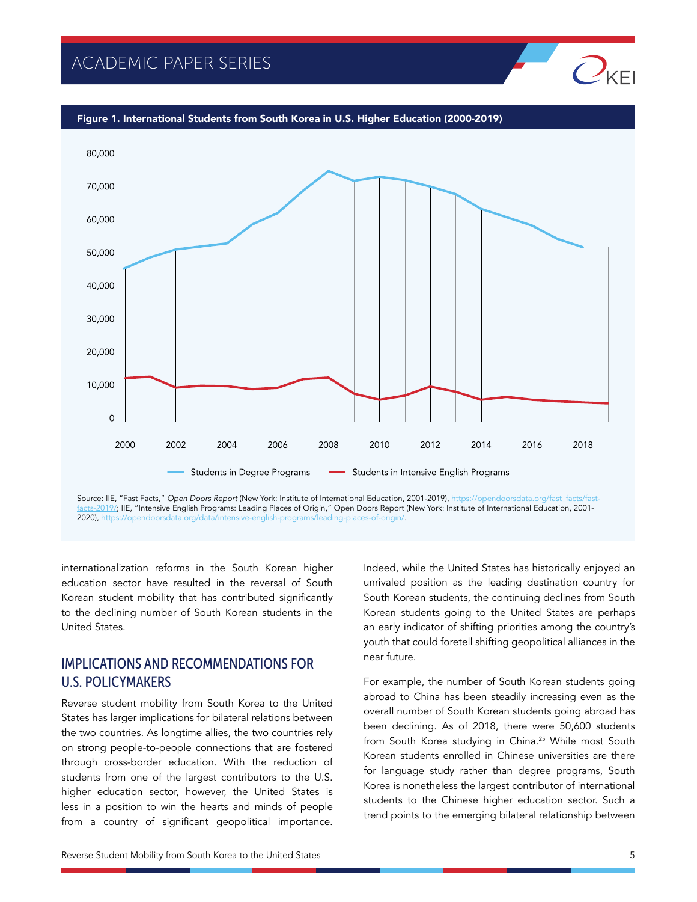**Figure 1. International Students from South Korea in U.S. Higher Education (2000-2019)**

Source: IIE, "Fast Facts," *Open Doors Report* (New York: Institute of International Education, 2001-2019), https://opendoorsdata.org/fast_facts/fast-facts-2019/; IIE, "Intensive English Programs: Leading Places of Origin," Open Doors Report (New York: Institute of International Education, 2001-2020), https://opendoorsdata.org/data/intensive-english-programs/leading-places-of-origin/.

internationalization reforms in the South Korean higher education sector have resulted in the reversal of South Korean student mobility that has contributed significantly to the declining number of South Korean students in the United States.

## IMPLICATIONS AND RECOMMENDATIONS FOR U.S. POLICYMAKERS

Reverse student mobility from South Korea to the United States has larger implications for bilateral relations between the two countries. As longtime allies, the two countries rely on strong people-to-people connections that are fostered through cross-border education. With the reduction of students from one of the largest contributors to the U.S. higher education sector, however, the United States is less in a position to win the hearts and minds of people from a country of significant geopolitical importance. Indeed, while the United States has historically enjoyed an unrivaled position as the leading destination country for South Korean students, the continuing declines from South Korean students going to the United States are perhaps an early indicator of shifting priorities among the country's youth that could foretell shifting geopolitical alliances in the near future.

For example, the number of South Korean students going abroad to China has been steadily increasing even as the overall number of South Korean students going abroad has been declining. As of 2018, there were 50,600 students from South Korea studying in China.[25] While most South Korean students enrolled in Chinese universities are there for language study rather than degree programs, South Korea is nonetheless the largest contributor of international students to the Chinese higher education sector. Such a trend points to the emerging bilateral relationship between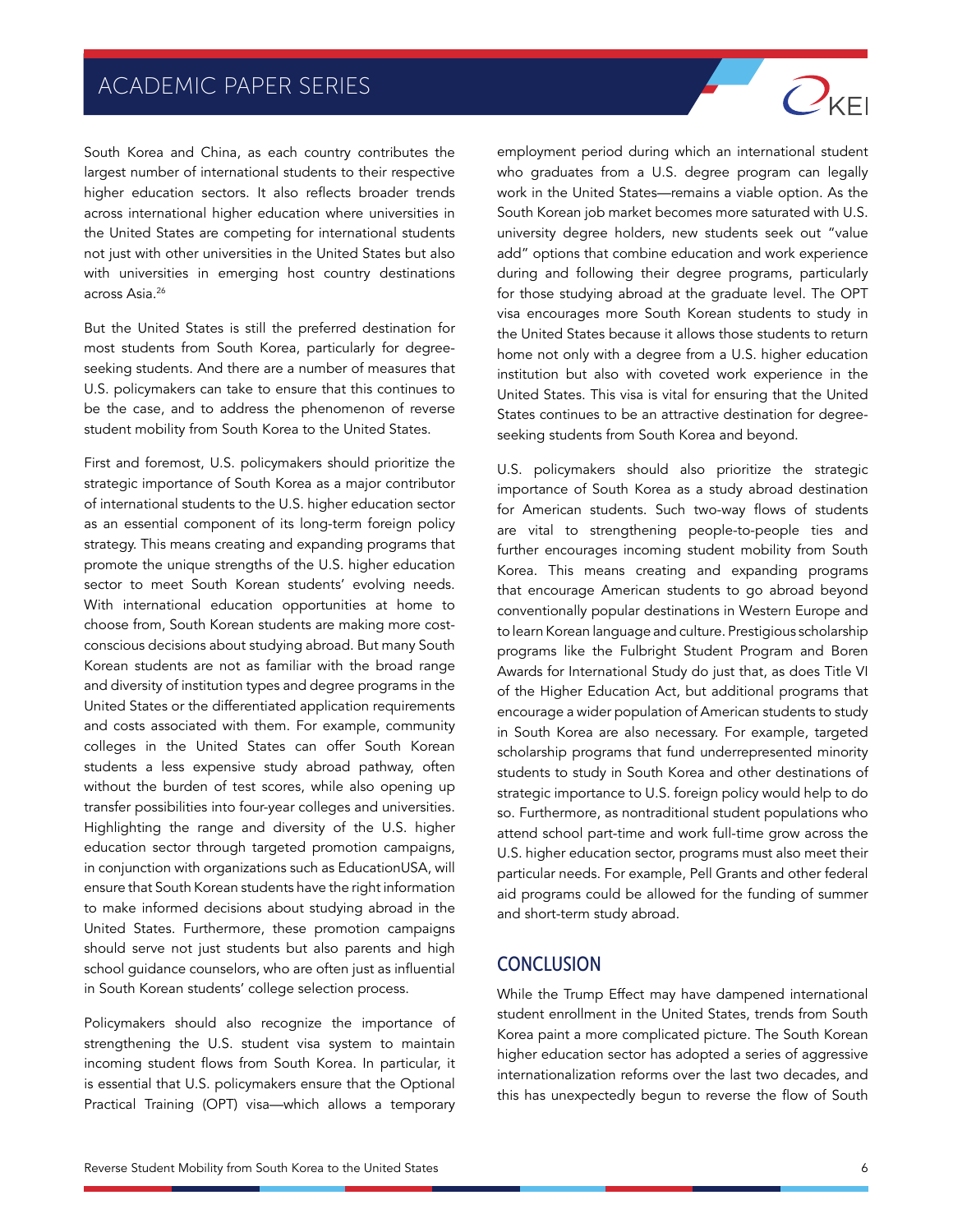South Korea and China, as each country contributes the largest number of international students to their respective higher education sectors. It also reflects broader trends across international higher education where universities in the United States are competing for international students not just with other universities in the United States but also with universities in emerging host country destinations across Asia.[26]

But the United States is still the preferred destination for most students from South Korea, particularly for degree-seeking students. And there are a number of measures that U.S. policymakers can take to ensure that this continues to be the case, and to address the phenomenon of reverse student mobility from South Korea to the United States.

First and foremost, U.S. policymakers should prioritize the strategic importance of South Korea as a major contributor of international students to the U.S. higher education sector as an essential component of its long-term foreign policy strategy. This means creating and expanding programs that promote the unique strengths of the U.S. higher education sector to meet South Korean students' evolving needs. With international education opportunities at home to choose from, South Korean students are making more cost-conscious decisions about studying abroad. But many South Korean students are not as familiar with the broad range and diversity of institution types and degree programs in the United States or the differentiated application requirements and costs associated with them. For example, community colleges in the United States can offer South Korean students a less expensive study abroad pathway, often without the burden of test scores, while also opening up transfer possibilities into four-year colleges and universities. Highlighting the range and diversity of the U.S. higher education sector through targeted promotion campaigns, in conjunction with organizations such as EducationUSA, will ensure that South Korean students have the right information to make informed decisions about studying abroad in the United States. Furthermore, these promotion campaigns should serve not just students but also parents and high school guidance counselors, who are often just as influential in South Korean students' college selection process.

Policymakers should also recognize the importance of strengthening the U.S. student visa system to maintain incoming student flows from South Korea. In particular, it is essential that U.S. policymakers ensure that the Optional Practical Training (OPT) visa—which allows a temporary employment period during which an international student who graduates from a U.S. degree program can legally work in the United States—remains a viable option. As the South Korean job market becomes more saturated with U.S. university degree holders, new students seek out "value add" options that combine education and work experience during and following their degree programs, particularly for those studying abroad at the graduate level. The OPT visa encourages more South Korean students to study in the United States because it allows those students to return home not only with a degree from a U.S. higher education institution but also with coveted work experience in the United States. This visa is vital for ensuring that the United States continues to be an attractive destination for degree-seeking students from South Korea and beyond.

U.S. policymakers should also prioritize the strategic importance of South Korea as a study abroad destination for American students. Such two-way flows of students are vital to strengthening people-to-people ties and further encourages incoming student mobility from South Korea. This means creating and expanding programs that encourage American students to go abroad beyond conventionally popular destinations in Western Europe and to learn Korean language and culture. Prestigious scholarship programs like the Fulbright Student Program and Boren Awards for International Study do just that, as does Title VI of the Higher Education Act, but additional programs that encourage a wider population of American students to study in South Korea are also necessary. For example, targeted scholarship programs that fund underrepresented minority students to study in South Korea and other destinations of strategic importance to U.S. foreign policy would help to do so. Furthermore, as nontraditional student populations who attend school part-time and work full-time grow across the U.S. higher education sector, programs must also meet their particular needs. For example, Pell Grants and other federal aid programs could be allowed for the funding of summer and short-term study abroad.

## CONCLUSION

While the Trump Effect may have dampened international student enrollment in the United States, trends from South Korea paint a more complicated picture. The South Korean higher education sector has adopted a series of aggressive internationalization reforms over the last two decades, and this has unexpectedly begun to reverse the flow of South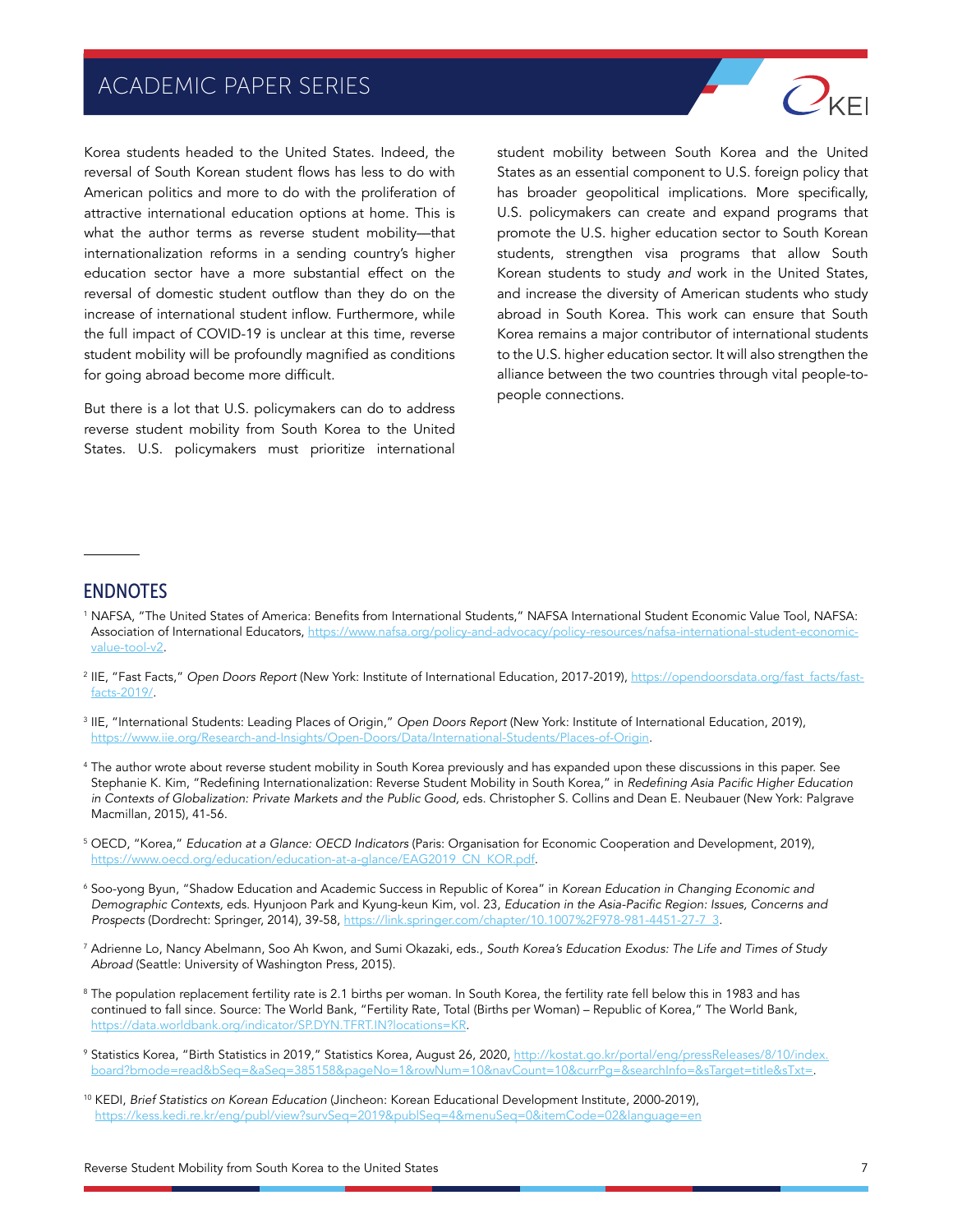Korea students headed to the United States. Indeed, the reversal of South Korean student flows has less to do with American politics and more to do with the proliferation of attractive international education options at home. This is what the author terms as reverse student mobility—that internationalization reforms in a sending country's higher education sector have a more substantial effect on the reversal of domestic student outflow than they do on the increase of international student inflow. Furthermore, while the full impact of COVID-19 is unclear at this time, reverse student mobility will be profoundly magnified as conditions for going abroad become more difficult.

But there is a lot that U.S. policymakers can do to address reverse student mobility from South Korea to the United States. U.S. policymakers must prioritize international student mobility between South Korea and the United States as an essential component to U.S. foreign policy that has broader geopolitical implications. More specifically, U.S. policymakers can create and expand programs that promote the U.S. higher education sector to South Korean students, strengthen visa programs that allow South Korean students to study *and* work in the United States, and increase the diversity of American students who study abroad in South Korea. This work can ensure that South Korea remains a major contributor of international students to the U.S. higher education sector. It will also strengthen the alliance between the two countries through vital people-to-people connections.

## ENDNOTES

[1] NAFSA, "The United States of America: Benefits from International Students," NAFSA International Student Economic Value Tool, NAFSA: Association of International Educators, https://www.nafsa.org/policy-and-advocacy/policy-resources/nafsa-international-student-economic-value-tool-v2.

[2] IIE, "Fast Facts," *Open Doors Report* (New York: Institute of International Education, 2017-2019), https://opendoorsdata.org/fast_facts/fast-facts-2019/.

[3] IIE, "International Students: Leading Places of Origin," *Open Doors Report* (New York: Institute of International Education, 2019), https://www.iie.org/Research-and-Insights/Open-Doors/Data/International-Students/Places-of-Origin.

[4] The author wrote about reverse student mobility in South Korea previously and has expanded upon these discussions in this paper. See Stephanie K. Kim, "Redefining Internationalization: Reverse Student Mobility in South Korea," in *Redefining Asia Pacific Higher Education in Contexts of Globalization: Private Markets and the Public Good*, eds. Christopher S. Collins and Dean E. Neubauer (New York: Palgrave Macmillan, 2015), 41-56.

[5] OECD, "Korea," *Education at a Glance: OECD Indicators* (Paris: Organisation for Economic Cooperation and Development, 2019), https://www.oecd.org/education/education-at-a-glance/EAG2019_CN_KOR.pdf.

[6] Soo-yong Byun, "Shadow Education and Academic Success in Republic of Korea" in *Korean Education in Changing Economic and Demographic Contexts*, eds. Hyunjoon Park and Kyung-keun Kim, vol. 23, *Education in the Asia-Pacific Region: Issues, Concerns and Prospects* (Dordrecht: Springer, 2014), 39-58, https://link.springer.com/chapter/10.1007%2F978-981-4451-27-7_3.

[7] Adrienne Lo, Nancy Abelmann, Soo Ah Kwon, and Sumi Okazaki, eds., *South Korea's Education Exodus: The Life and Times of Study Abroad* (Seattle: University of Washington Press, 2015).

[8] The population replacement fertility rate is 2.1 births per woman. In South Korea, the fertility rate fell below this in 1983 and has continued to fall since. Source: The World Bank, "Fertility Rate, Total (Births per Woman) – Republic of Korea," The World Bank, https://data.worldbank.org/indicator/SP.DYN.TFRT.IN?locations=KR.

[9] Statistics Korea, "Birth Statistics in 2019," Statistics Korea, August 26, 2020, http://kostat.go.kr/portal/eng/pressReleases/8/10/index.board?bmode=read&bSeq=&aSeq=385158&pageNo=1&rowNum=10&navCount=10&currPg=&searchInfo=&sTarget=title&sTxt=.

[10] KEDI, *Brief Statistics on Korean Education* (Jincheon: Korean Educational Development Institute, 2000-2019), https://kess.kedi.re.kr/eng/publ/view?survSeq=2019&publSeq=4&menuSeq=0&itemCode=02&language=en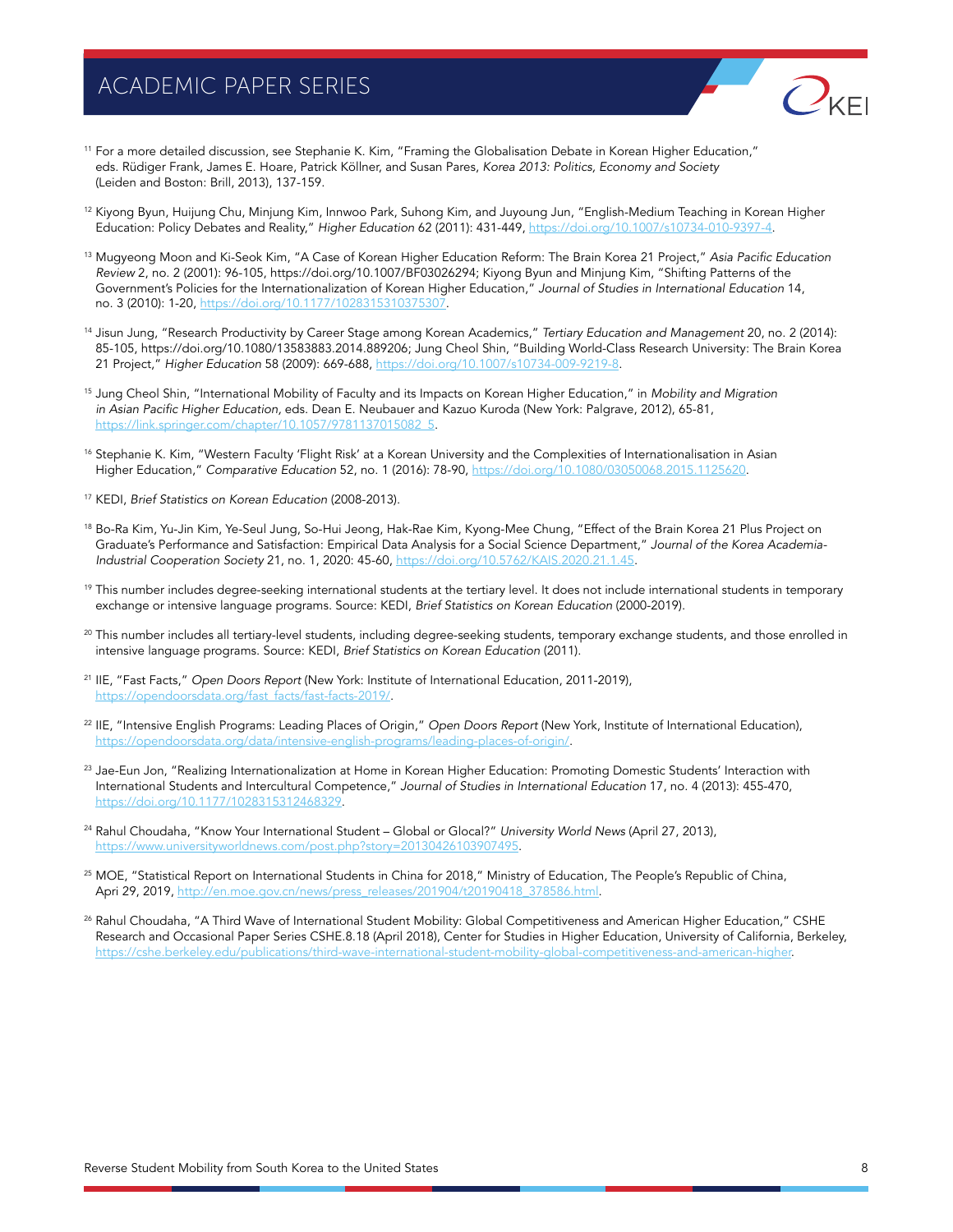[11] For a more detailed discussion, see Stephanie K. Kim, "Framing the Globalisation Debate in Korean Higher Education," eds. Rüdiger Frank, James E. Hoare, Patrick Köllner, and Susan Pares, *Korea 2013: Politics, Economy and Society* (Leiden and Boston: Brill, 2013), 137-159.

[12] Kiyong Byun, Huijung Chu, Minjung Kim, Innwoo Park, Suhong Kim, and Juyoung Jun, "English-Medium Teaching in Korean Higher Education: Policy Debates and Reality," *Higher Education* 62 (2011): 431-449, https://doi.org/10.1007/s10734-010-9397-4.

[13] Mugyeong Moon and Ki-Seok Kim, "A Case of Korean Higher Education Reform: The Brain Korea 21 Project," *Asia Pacific Education Review* 2, no. 2 (2001): 96-105, https://doi.org/10.1007/BF03026294; Kiyong Byun and Minjung Kim, "Shifting Patterns of the Government's Policies for the Internationalization of Korean Higher Education," *Journal of Studies in International Education* 14, no. 3 (2010): 1-20, https://doi.org/10.1177/1028315310375307.

[14] Jisun Jung, "Research Productivity by Career Stage among Korean Academics," *Tertiary Education and Management* 20, no. 2 (2014): 85-105, https://doi.org/10.1080/13583883.2014.889206; Jung Cheol Shin, "Building World-Class Research University: The Brain Korea 21 Project," *Higher Education* 58 (2009): 669-688, https://doi.org/10.1007/s10734-009-9219-8.

[15] Jung Cheol Shin, "International Mobility of Faculty and its Impacts on Korean Higher Education," in *Mobility and Migration in Asian Pacific Higher Education,* eds. Dean E. Neubauer and Kazuo Kuroda (New York: Palgrave, 2012), 65-81, https://link.springer.com/chapter/10.1057/9781137015082_5.

[16] Stephanie K. Kim, "Western Faculty 'Flight Risk' at a Korean University and the Complexities of Internationalisation in Asian Higher Education," *Comparative Education* 52, no. 1 (2016): 78-90, https://doi.org/10.1080/03050068.2015.1125620.

[17] KEDI, *Brief Statistics on Korean Education* (2008-2013).

[18] Bo-Ra Kim, Yu-Jin Kim, Ye-Seul Jung, So-Hui Jeong, Hak-Rae Kim, Kyong-Mee Chung, "Effect of the Brain Korea 21 Plus Project on Graduate's Performance and Satisfaction: Empirical Data Analysis for a Social Science Department," *Journal of the Korea Academia-Industrial Cooperation Society* 21, no. 1, 2020: 45-60, https://doi.org/10.5762/KAIS.2020.21.1.45.

[19] This number includes degree-seeking international students at the tertiary level. It does not include international students in temporary exchange or intensive language programs. Source: KEDI, *Brief Statistics on Korean Education* (2000-2019).

[20] This number includes all tertiary-level students, including degree-seeking students, temporary exchange students, and those enrolled in intensive language programs. Source: KEDI, *Brief Statistics on Korean Education* (2011).

[21] IIE, "Fast Facts," *Open Doors Report* (New York: Institute of International Education, 2011-2019), https://opendoorsdata.org/fast_facts/fast-facts-2019/.

[22] IIE, "Intensive English Programs: Leading Places of Origin," *Open Doors Report* (New York, Institute of International Education), https://opendoorsdata.org/data/intensive-english-programs/leading-places-of-origin/.

[23] Jae-Eun Jon, "Realizing Internationalization at Home in Korean Higher Education: Promoting Domestic Students' Interaction with International Students and Intercultural Competence," *Journal of Studies in International Education* 17, no. 4 (2013): 455-470, https://doi.org/10.1177/1028315312468329.

[24] Rahul Choudaha, "Know Your International Student – Global or Glocal?" *University World News* (April 27, 2013), https://www.universityworldnews.com/post.php?story=20130426103907495.

[25] MOE, "Statistical Report on International Students in China for 2018," Ministry of Education, The People's Republic of China, Apri 29, 2019, http://en.moe.gov.cn/news/press_releases/201904/t20190418_378586.html.

[26] Rahul Choudaha, "A Third Wave of International Student Mobility: Global Competitiveness and American Higher Education," CSHE Research and Occasional Paper Series CSHE.8.18 (April 2018), Center for Studies in Higher Education, University of California, Berkeley, https://cshe.berkeley.edu/publications/third-wave-international-student-mobility-global-competitiveness-and-american-higher.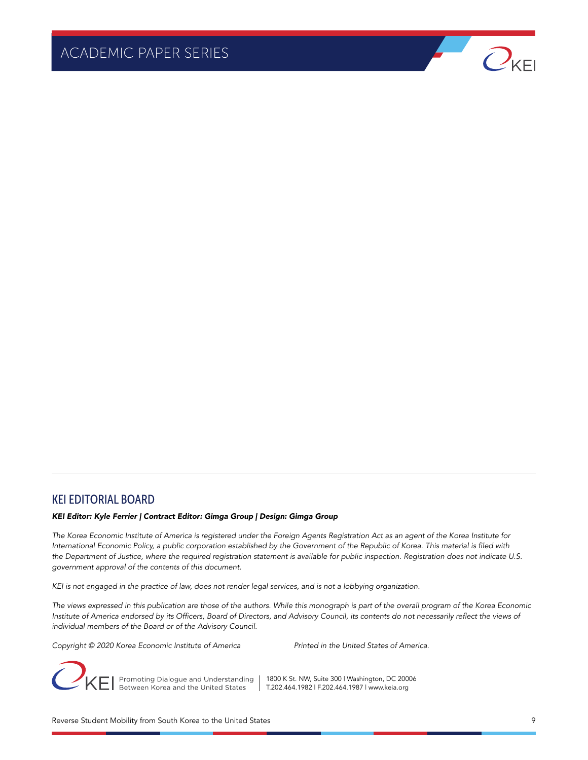## KEI EDITORIAL BOARD

***KEI Editor: Kyle Ferrier | Contract Editor: Gimga Group | Design: Gimga Group***

*The Korea Economic Institute of America is registered under the Foreign Agents Registration Act as an agent of the Korea Institute for International Economic Policy, a public corporation established by the Government of the Republic of Korea. This material is filed with the Department of Justice, where the required registration statement is available for public inspection. Registration does not indicate U.S. government approval of the contents of this document.*

*KEI is not engaged in the practice of law, does not render legal services, and is not a lobbying organization.*

*The views expressed in this publication are those of the authors. While this monograph is part of the overall program of the Korea Economic Institute of America endorsed by its Officers, Board of Directors, and Advisory Council, its contents do not necessarily reflect the views of individual members of the Board or of the Advisory Council.*

*Copyright © 2020 Korea Economic Institute of America* *Printed in the United States of America.*

KEI Promoting Dialogue and Understanding Between Korea and the United States

1800 K St. NW, Suite 300 | Washington, DC 20006
T.202.464.1982 | F.202.464.1987 | www.keia.org